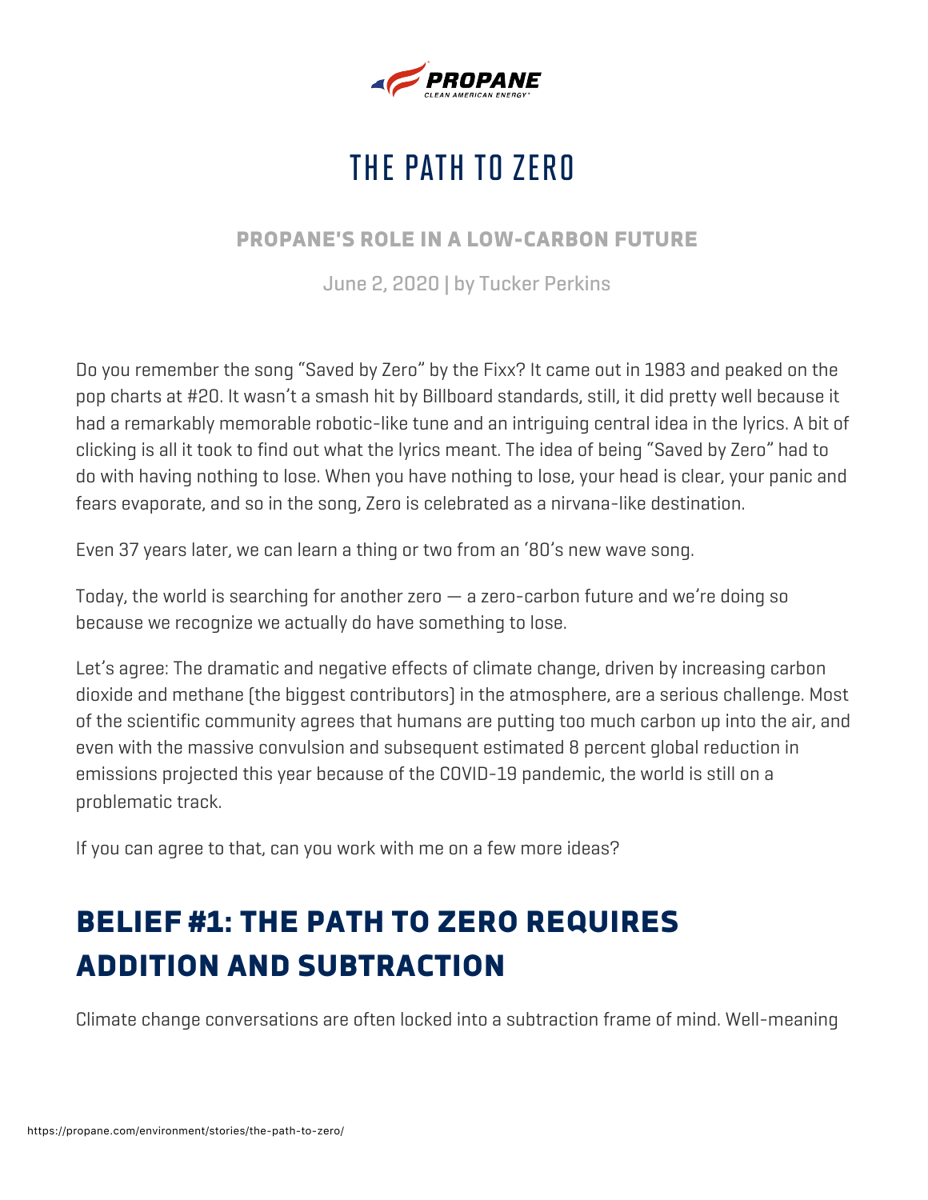PROPANE
CLEAN AMERICAN ENERGY

# THE PATH TO ZERO

### PROPANE'S ROLE IN A LOW-CARBON FUTURE

June 2, 2020 | by Tucker Perkins

Do you remember the song "Saved by Zero" by the Fixx? It came out in 1983 and peaked on the pop charts at #20. It wasn't a smash hit by Billboard standards, still, it did pretty well because it had a remarkably memorable robotic-like tune and an intriguing central idea in the lyrics. A bit of clicking is all it took to find out what the lyrics meant. The idea of being "Saved by Zero" had to do with having nothing to lose. When you have nothing to lose, your head is clear, your panic and fears evaporate, and so in the song, Zero is celebrated as a nirvana-like destination.

Even 37 years later, we can learn a thing or two from an '80's new wave song.

Today, the world is searching for another zero — a zero-carbon future and we're doing so because we recognize we actually do have something to lose.

Let's agree: The dramatic and negative effects of climate change, driven by increasing carbon dioxide and methane (the biggest contributors) in the atmosphere, are a serious challenge. Most of the scientific community agrees that humans are putting too much carbon up into the air, and even with the massive convulsion and subsequent estimated 8 percent global reduction in emissions projected this year because of the COVID-19 pandemic, the world is still on a problematic track.

If you can agree to that, can you work with me on a few more ideas?

## BELIEF #1: THE PATH TO ZERO REQUIRES ADDITION AND SUBTRACTION

Climate change conversations are often locked into a subtraction frame of mind. Well-meaning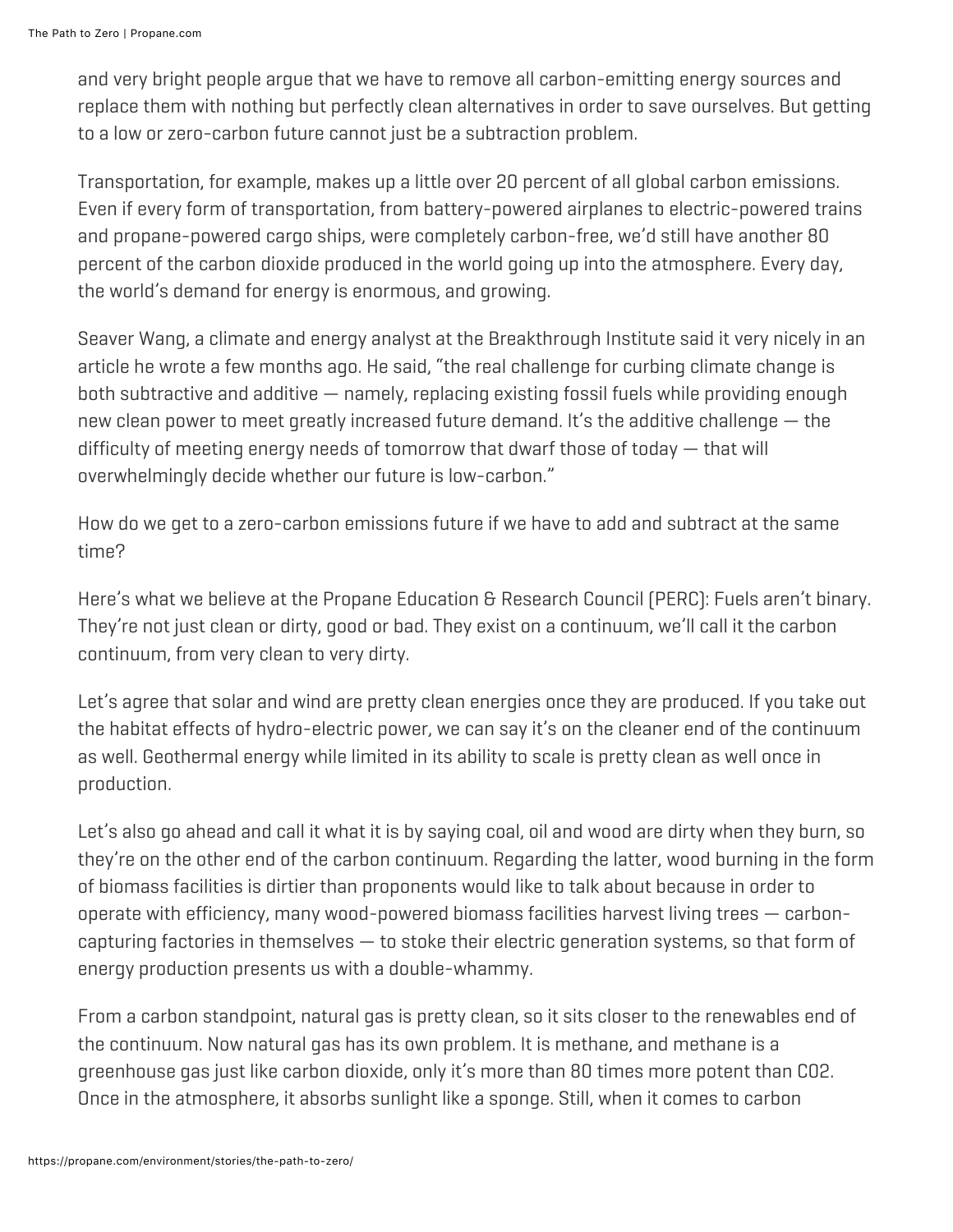and very bright people argue that we have to remove all carbon-emitting energy sources and replace them with nothing but perfectly clean alternatives in order to save ourselves. But getting to a low or zero-carbon future cannot just be a subtraction problem.

Transportation, for example, makes up a little over 20 percent of all global carbon emissions. Even if every form of transportation, from battery-powered airplanes to electric-powered trains and propane-powered cargo ships, were completely carbon-free, we'd still have another 80 percent of the carbon dioxide produced in the world going up into the atmosphere. Every day, the world's demand for energy is enormous, and growing.

Seaver Wang, a climate and energy analyst at the Breakthrough Institute said it very nicely in an article he wrote a few months ago. He said, "the real challenge for curbing climate change is both subtractive and additive — namely, replacing existing fossil fuels while providing enough new clean power to meet greatly increased future demand. It's the additive challenge — the difficulty of meeting energy needs of tomorrow that dwarf those of today — that will overwhelmingly decide whether our future is low-carbon."

How do we get to a zero-carbon emissions future if we have to add and subtract at the same time?

Here's what we believe at the Propane Education & Research Council (PERC): Fuels aren't binary. They're not just clean or dirty, good or bad. They exist on a continuum, we'll call it the carbon continuum, from very clean to very dirty.

Let's agree that solar and wind are pretty clean energies once they are produced. If you take out the habitat effects of hydro-electric power, we can say it's on the cleaner end of the continuum as well. Geothermal energy while limited in its ability to scale is pretty clean as well once in production.

Let's also go ahead and call it what it is by saying coal, oil and wood are dirty when they burn, so they're on the other end of the carbon continuum. Regarding the latter, wood burning in the form of biomass facilities is dirtier than proponents would like to talk about because in order to operate with efficiency, many wood-powered biomass facilities harvest living trees — carbon-capturing factories in themselves — to stoke their electric generation systems, so that form of energy production presents us with a double-whammy.

From a carbon standpoint, natural gas is pretty clean, so it sits closer to the renewables end of the continuum. Now natural gas has its own problem. It is methane, and methane is a greenhouse gas just like carbon dioxide, only it's more than 80 times more potent than $CO_2$. Once in the atmosphere, it absorbs sunlight like a sponge. Still, when it comes to carbon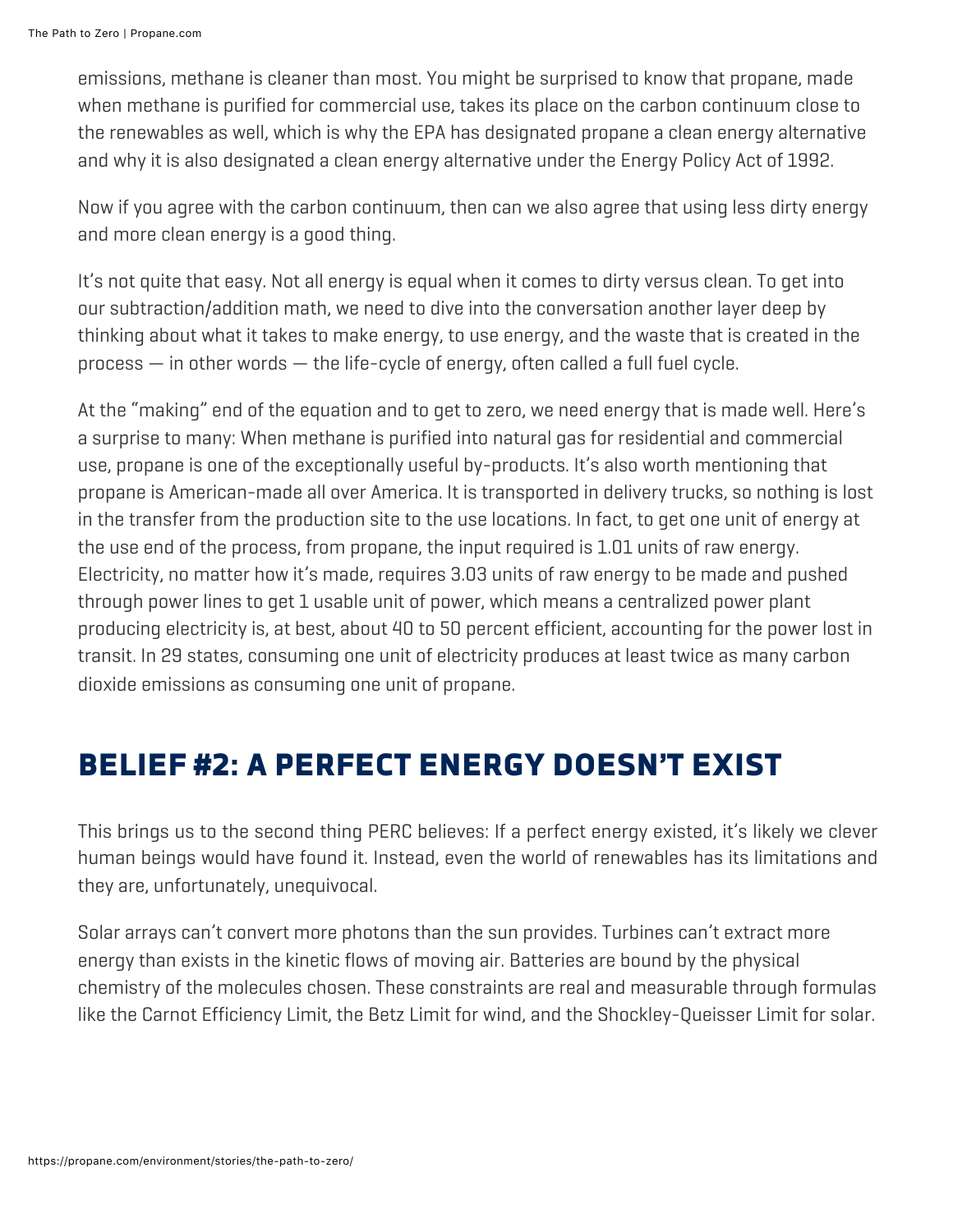emissions, methane is cleaner than most. You might be surprised to know that propane, made when methane is purified for commercial use, takes its place on the carbon continuum close to the renewables as well, which is why the EPA has designated propane a clean energy alternative and why it is also designated a clean energy alternative under the Energy Policy Act of 1992.

Now if you agree with the carbon continuum, then can we also agree that using less dirty energy and more clean energy is a good thing.

It's not quite that easy. Not all energy is equal when it comes to dirty versus clean. To get into our subtraction/addition math, we need to dive into the conversation another layer deep by thinking about what it takes to make energy, to use energy, and the waste that is created in the process — in other words — the life-cycle of energy, often called a full fuel cycle.

At the "making" end of the equation and to get to zero, we need energy that is made well. Here's a surprise to many: When methane is purified into natural gas for residential and commercial use, propane is one of the exceptionally useful by-products. It's also worth mentioning that propane is American-made all over America. It is transported in delivery trucks, so nothing is lost in the transfer from the production site to the use locations. In fact, to get one unit of energy at the use end of the process, from propane, the input required is 1.01 units of raw energy. Electricity, no matter how it's made, requires 3.03 units of raw energy to be made and pushed through power lines to get 1 usable unit of power, which means a centralized power plant producing electricity is, at best, about 40 to 50 percent efficient, accounting for the power lost in transit. In 29 states, consuming one unit of electricity produces at least twice as many carbon dioxide emissions as consuming one unit of propane.

## BELIEF #2: A PERFECT ENERGY DOESN'T EXIST

This brings us to the second thing PERC believes: If a perfect energy existed, it's likely we clever human beings would have found it. Instead, even the world of renewables has its limitations and they are, unfortunately, unequivocal.

Solar arrays can't convert more photons than the sun provides. Turbines can't extract more energy than exists in the kinetic flows of moving air. Batteries are bound by the physical chemistry of the molecules chosen. These constraints are real and measurable through formulas like the Carnot Efficiency Limit, the Betz Limit for wind, and the Shockley-Queisser Limit for solar.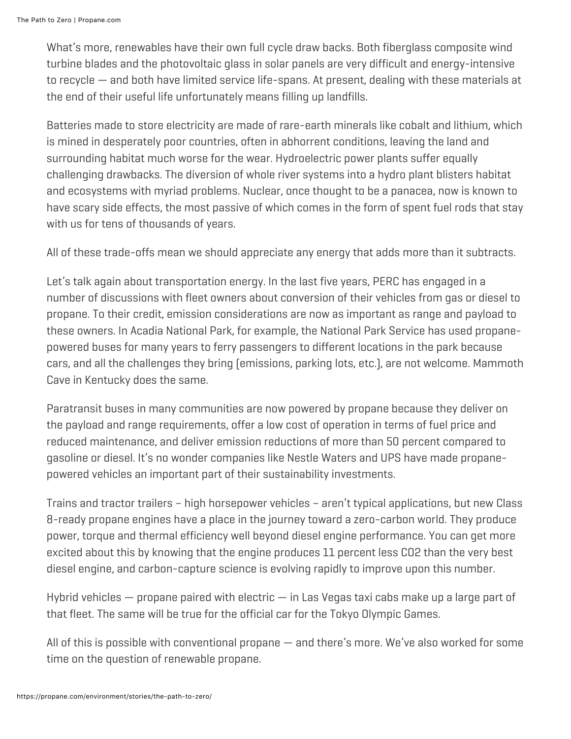What's more, renewables have their own full cycle draw backs. Both fiberglass composite wind turbine blades and the photovoltaic glass in solar panels are very difficult and energy-intensive to recycle — and both have limited service life-spans. At present, dealing with these materials at the end of their useful life unfortunately means filling up landfills.

Batteries made to store electricity are made of rare-earth minerals like cobalt and lithium, which is mined in desperately poor countries, often in abhorrent conditions, leaving the land and surrounding habitat much worse for the wear. Hydroelectric power plants suffer equally challenging drawbacks. The diversion of whole river systems into a hydro plant blisters habitat and ecosystems with myriad problems. Nuclear, once thought to be a panacea, now is known to have scary side effects, the most passive of which comes in the form of spent fuel rods that stay with us for tens of thousands of years.

All of these trade-offs mean we should appreciate any energy that adds more than it subtracts.

Let's talk again about transportation energy. In the last five years, PERC has engaged in a number of discussions with fleet owners about conversion of their vehicles from gas or diesel to propane. To their credit, emission considerations are now as important as range and payload to these owners. In Acadia National Park, for example, the National Park Service has used propane-powered buses for many years to ferry passengers to different locations in the park because cars, and all the challenges they bring (emissions, parking lots, etc.), are not welcome. Mammoth Cave in Kentucky does the same.

Paratransit buses in many communities are now powered by propane because they deliver on the payload and range requirements, offer a low cost of operation in terms of fuel price and reduced maintenance, and deliver emission reductions of more than 50 percent compared to gasoline or diesel. It's no wonder companies like Nestle Waters and UPS have made propane-powered vehicles an important part of their sustainability investments.

Trains and tractor trailers – high horsepower vehicles – aren't typical applications, but new Class 8-ready propane engines have a place in the journey toward a zero-carbon world. They produce power, torque and thermal efficiency well beyond diesel engine performance. You can get more excited about this by knowing that the engine produces 11 percent less $CO_2$ than the very best diesel engine, and carbon-capture science is evolving rapidly to improve upon this number.

Hybrid vehicles — propane paired with electric — in Las Vegas taxi cabs make up a large part of that fleet. The same will be true for the official car for the Tokyo Olympic Games.

All of this is possible with conventional propane — and there's more. We've also worked for some time on the question of renewable propane.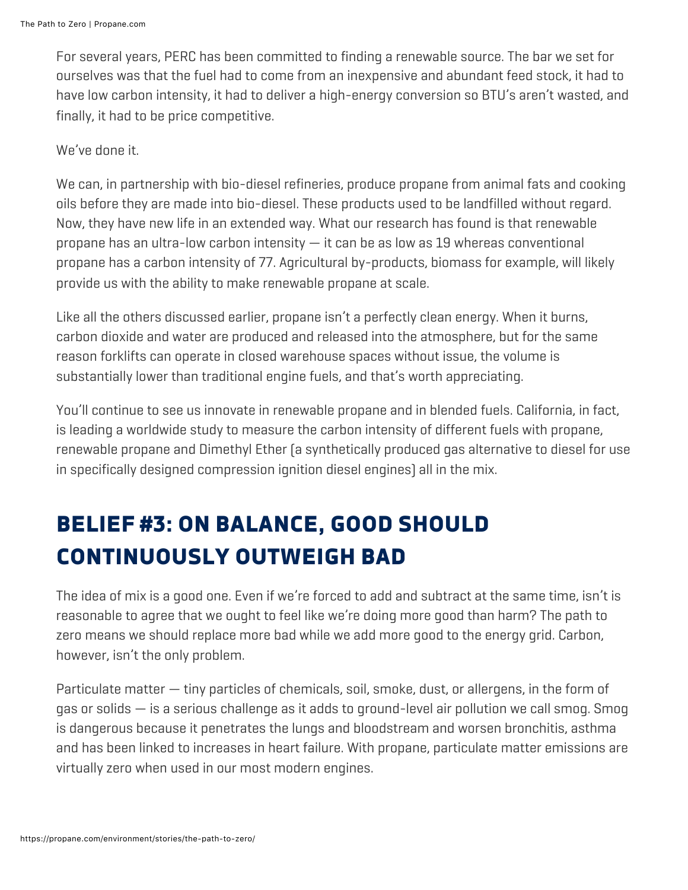For several years, PERC has been committed to finding a renewable source. The bar we set for ourselves was that the fuel had to come from an inexpensive and abundant feed stock, it had to have low carbon intensity, it had to deliver a high-energy conversion so BTU's aren't wasted, and finally, it had to be price competitive.

We've done it.

We can, in partnership with bio-diesel refineries, produce propane from animal fats and cooking oils before they are made into bio-diesel. These products used to be landfilled without regard. Now, they have new life in an extended way. What our research has found is that renewable propane has an ultra-low carbon intensity — it can be as low as 19 whereas conventional propane has a carbon intensity of 77. Agricultural by-products, biomass for example, will likely provide us with the ability to make renewable propane at scale.

Like all the others discussed earlier, propane isn't a perfectly clean energy. When it burns, carbon dioxide and water are produced and released into the atmosphere, but for the same reason forklifts can operate in closed warehouse spaces without issue, the volume is substantially lower than traditional engine fuels, and that's worth appreciating.

You'll continue to see us innovate in renewable propane and in blended fuels. California, in fact, is leading a worldwide study to measure the carbon intensity of different fuels with propane, renewable propane and Dimethyl Ether (a synthetically produced gas alternative to diesel for use in specifically designed compression ignition diesel engines) all in the mix.

## BELIEF #3: ON BALANCE, GOOD SHOULD CONTINUOUSLY OUTWEIGH BAD

The idea of mix is a good one. Even if we're forced to add and subtract at the same time, isn't is reasonable to agree that we ought to feel like we're doing more good than harm? The path to zero means we should replace more bad while we add more good to the energy grid. Carbon, however, isn't the only problem.

Particulate matter — tiny particles of chemicals, soil, smoke, dust, or allergens, in the form of gas or solids — is a serious challenge as it adds to ground-level air pollution we call smog. Smog is dangerous because it penetrates the lungs and bloodstream and worsen bronchitis, asthma and has been linked to increases in heart failure. With propane, particulate matter emissions are virtually zero when used in our most modern engines.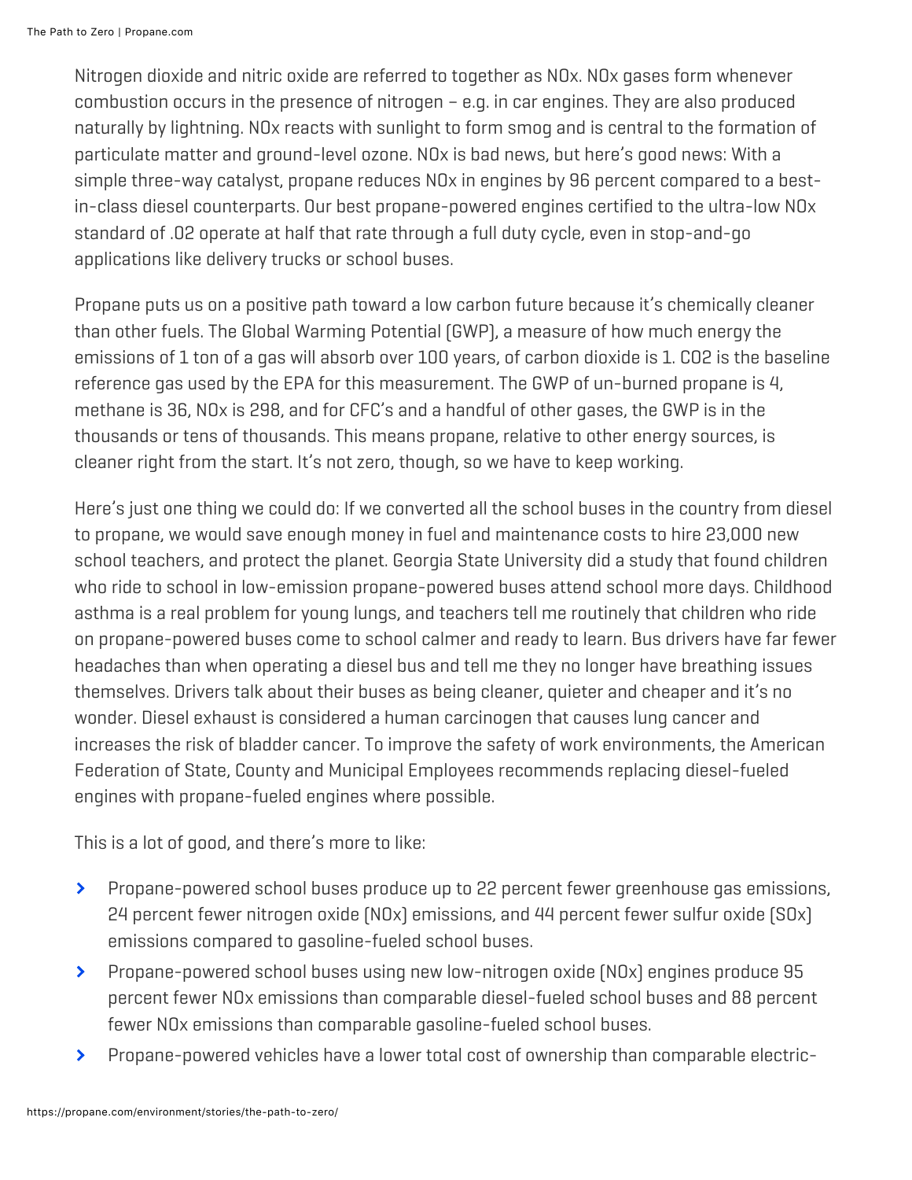Nitrogen dioxide and nitric oxide are referred to together as NOx. NOx gases form whenever combustion occurs in the presence of nitrogen – e.g. in car engines. They are also produced naturally by lightning. NOx reacts with sunlight to form smog and is central to the formation of particulate matter and ground-level ozone. NOx is bad news, but here's good news: With a simple three-way catalyst, propane reduces NOx in engines by 96 percent compared to a best-in-class diesel counterparts. Our best propane-powered engines certified to the ultra-low NOx standard of .02 operate at half that rate through a full duty cycle, even in stop-and-go applications like delivery trucks or school buses.

Propane puts us on a positive path toward a low carbon future because it's chemically cleaner than other fuels. The Global Warming Potential (GWP), a measure of how much energy the emissions of 1 ton of a gas will absorb over 100 years, of carbon dioxide is 1. $CO_2$ is the baseline reference gas used by the EPA for this measurement. The GWP of un-burned propane is 4, methane is 36, NOx is 298, and for CFC's and a handful of other gases, the GWP is in the thousands or tens of thousands. This means propane, relative to other energy sources, is cleaner right from the start. It's not zero, though, so we have to keep working.

Here's just one thing we could do: If we converted all the school buses in the country from diesel to propane, we would save enough money in fuel and maintenance costs to hire 23,000 new school teachers, and protect the planet. Georgia State University did a study that found children who ride to school in low-emission propane-powered buses attend school more days. Childhood asthma is a real problem for young lungs, and teachers tell me routinely that children who ride on propane-powered buses come to school calmer and ready to learn. Bus drivers have far fewer headaches than when operating a diesel bus and tell me they no longer have breathing issues themselves. Drivers talk about their buses as being cleaner, quieter and cheaper and it's no wonder. Diesel exhaust is considered a human carcinogen that causes lung cancer and increases the risk of bladder cancer. To improve the safety of work environments, the American Federation of State, County and Municipal Employees recommends replacing diesel-fueled engines with propane-fueled engines where possible.

This is a lot of good, and there's more to like:

- Propane-powered school buses produce up to 22 percent fewer greenhouse gas emissions, 24 percent fewer nitrogen oxide (NOx) emissions, and 44 percent fewer sulfur oxide (SOx) emissions compared to gasoline-fueled school buses.
- Propane-powered school buses using new low-nitrogen oxide (NOx) engines produce 95 percent fewer NOx emissions than comparable diesel-fueled school buses and 88 percent fewer NOx emissions than comparable gasoline-fueled school buses.
- Propane-powered vehicles have a lower total cost of ownership than comparable electric-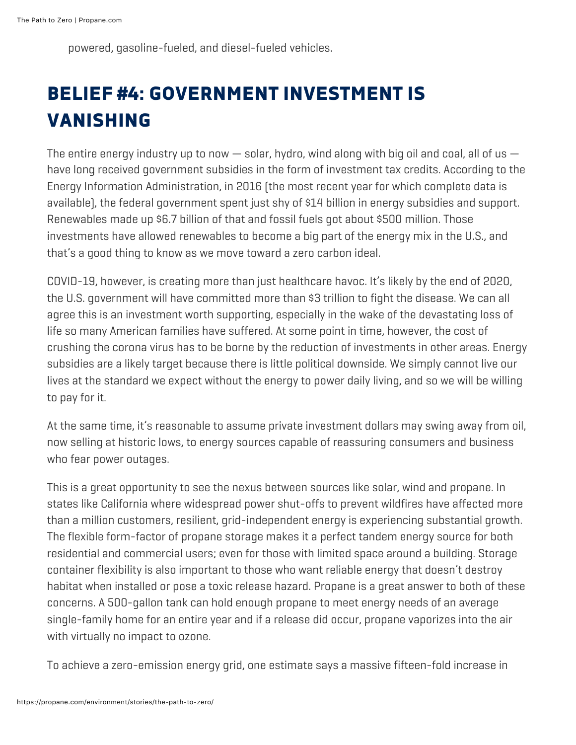powered, gasoline-fueled, and diesel-fueled vehicles.

## BELIEF #4: GOVERNMENT INVESTMENT IS VANISHING

The entire energy industry up to now — solar, hydro, wind along with big oil and coal, all of us — have long received government subsidies in the form of investment tax credits. According to the Energy Information Administration, in 2016 (the most recent year for which complete data is available), the federal government spent just shy of $14 billion in energy subsidies and support. Renewables made up $6.7 billion of that and fossil fuels got about $500 million. Those investments have allowed renewables to become a big part of the energy mix in the U.S., and that's a good thing to know as we move toward a zero carbon ideal.

COVID-19, however, is creating more than just healthcare havoc. It's likely by the end of 2020, the U.S. government will have committed more than $3 trillion to fight the disease. We can all agree this is an investment worth supporting, especially in the wake of the devastating loss of life so many American families have suffered. At some point in time, however, the cost of crushing the corona virus has to be borne by the reduction of investments in other areas. Energy subsidies are a likely target because there is little political downside. We simply cannot live our lives at the standard we expect without the energy to power daily living, and so we will be willing to pay for it.

At the same time, it's reasonable to assume private investment dollars may swing away from oil, now selling at historic lows, to energy sources capable of reassuring consumers and business who fear power outages.

This is a great opportunity to see the nexus between sources like solar, wind and propane. In states like California where widespread power shut-offs to prevent wildfires have affected more than a million customers, resilient, grid-independent energy is experiencing substantial growth. The flexible form-factor of propane storage makes it a perfect tandem energy source for both residential and commercial users; even for those with limited space around a building. Storage container flexibility is also important to those who want reliable energy that doesn't destroy habitat when installed or pose a toxic release hazard. Propane is a great answer to both of these concerns. A 500-gallon tank can hold enough propane to meet energy needs of an average single-family home for an entire year and if a release did occur, propane vaporizes into the air with virtually no impact to ozone.

To achieve a zero-emission energy grid, one estimate says a massive fifteen-fold increase in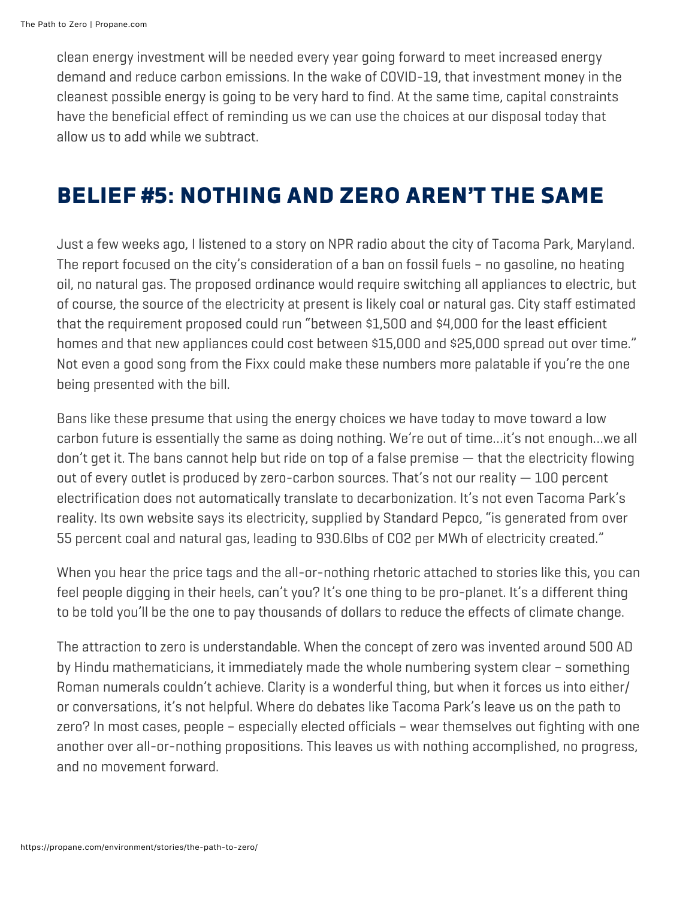clean energy investment will be needed every year going forward to meet increased energy demand and reduce carbon emissions. In the wake of COVID-19, that investment money in the cleanest possible energy is going to be very hard to find. At the same time, capital constraints have the beneficial effect of reminding us we can use the choices at our disposal today that allow us to add while we subtract.

## BELIEF #5: NOTHING AND ZERO AREN'T THE SAME

Just a few weeks ago, I listened to a story on NPR radio about the city of Tacoma Park, Maryland. The report focused on the city's consideration of a ban on fossil fuels – no gasoline, no heating oil, no natural gas. The proposed ordinance would require switching all appliances to electric, but of course, the source of the electricity at present is likely coal or natural gas. City staff estimated that the requirement proposed could run "between $1,500 and $4,000 for the least efficient homes and that new appliances could cost between $15,000 and $25,000 spread out over time." Not even a good song from the Fixx could make these numbers more palatable if you're the one being presented with the bill.

Bans like these presume that using the energy choices we have today to move toward a low carbon future is essentially the same as doing nothing. We're out of time…it's not enough…we all don't get it. The bans cannot help but ride on top of a false premise — that the electricity flowing out of every outlet is produced by zero-carbon sources. That's not our reality — 100 percent electrification does not automatically translate to decarbonization. It's not even Tacoma Park's reality. Its own website says its electricity, supplied by Standard Pepco, "is generated from over 55 percent coal and natural gas, leading to 930.6lbs of $CO_2$ per MWh of electricity created."

When you hear the price tags and the all-or-nothing rhetoric attached to stories like this, you can feel people digging in their heels, can't you? It's one thing to be pro-planet. It's a different thing to be told you'll be the one to pay thousands of dollars to reduce the effects of climate change.

The attraction to zero is understandable. When the concept of zero was invented around 500 AD by Hindu mathematicians, it immediately made the whole numbering system clear – something Roman numerals couldn't achieve. Clarity is a wonderful thing, but when it forces us into either/or conversations, it's not helpful. Where do debates like Tacoma Park's leave us on the path to zero? In most cases, people – especially elected officials – wear themselves out fighting with one another over all-or-nothing propositions. This leaves us with nothing accomplished, no progress, and no movement forward.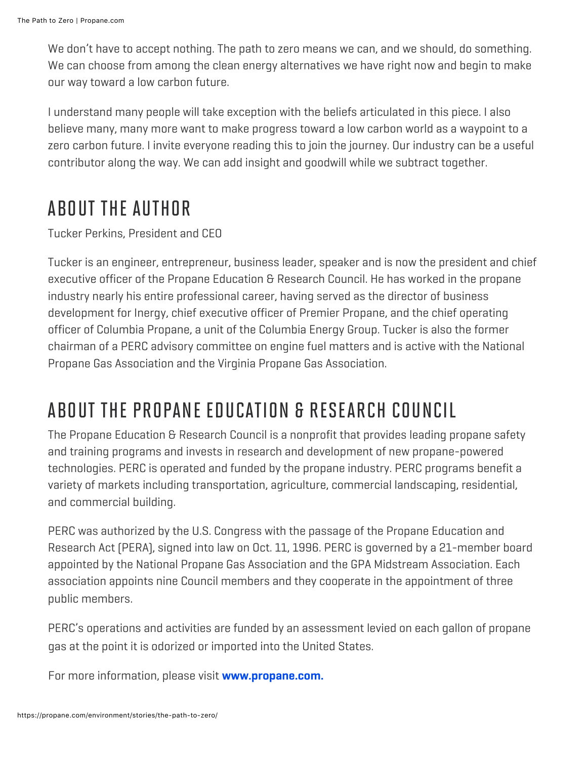We don't have to accept nothing. The path to zero means we can, and we should, do something. We can choose from among the clean energy alternatives we have right now and begin to make our way toward a low carbon future.

I understand many people will take exception with the beliefs articulated in this piece. I also believe many, many more want to make progress toward a low carbon world as a waypoint to a zero carbon future. I invite everyone reading this to join the journey. Our industry can be a useful contributor along the way. We can add insight and goodwill while we subtract together.

## ABOUT THE AUTHOR

Tucker Perkins, President and CEO

Tucker is an engineer, entrepreneur, business leader, speaker and is now the president and chief executive officer of the Propane Education & Research Council. He has worked in the propane industry nearly his entire professional career, having served as the director of business development for Inergy, chief executive officer of Premier Propane, and the chief operating officer of Columbia Propane, a unit of the Columbia Energy Group. Tucker is also the former chairman of a PERC advisory committee on engine fuel matters and is active with the National Propane Gas Association and the Virginia Propane Gas Association.

## ABOUT THE PROPANE EDUCATION & RESEARCH COUNCIL

The Propane Education & Research Council is a nonprofit that provides leading propane safety and training programs and invests in research and development of new propane-powered technologies. PERC is operated and funded by the propane industry. PERC programs benefit a variety of markets including transportation, agriculture, commercial landscaping, residential, and commercial building.

PERC was authorized by the U.S. Congress with the passage of the Propane Education and Research Act (PERA), signed into law on Oct. 11, 1996. PERC is governed by a 21-member board appointed by the National Propane Gas Association and the GPA Midstream Association. Each association appoints nine Council members and they cooperate in the appointment of three public members.

PERC's operations and activities are funded by an assessment levied on each gallon of propane gas at the point it is odorized or imported into the United States.

For more information, please visit **www.propane.com.**